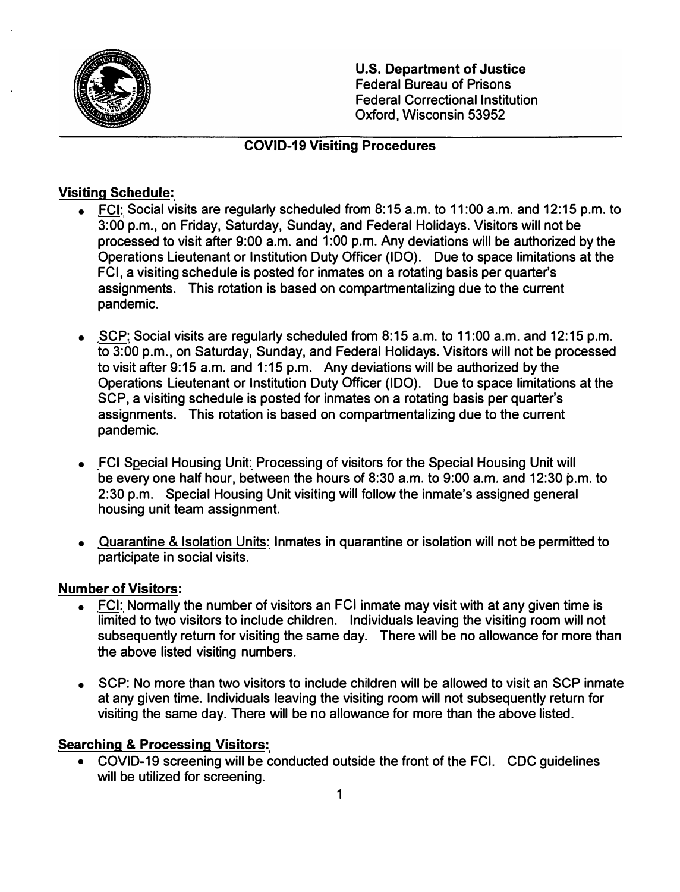**U.S. Department of Justice**
Federal Bureau of Prisons
Federal Correctional Institution
Oxford, Wisconsin 53952

## COVID-19 Visiting Procedures

### Visiting Schedule:

- FCI: Social visits are regularly scheduled from 8:15 a.m. to 11:00 a.m. and 12:15 p.m. to 3:00 p.m., on Friday, Saturday, Sunday, and Federal Holidays. Visitors will not be processed to visit after 9:00 a.m. and 1:00 p.m. Any deviations will be authorized by the Operations Lieutenant or Institution Duty Officer (IDO). Due to space limitations at the FCI, a visiting schedule is posted for inmates on a rotating basis per quarter's assignments. This rotation is based on compartmentalizing due to the current pandemic.

- SCP: Social visits are regularly scheduled from 8:15 a.m. to 11:00 a.m. and 12:15 p.m. to 3:00 p.m., on Saturday, Sunday, and Federal Holidays. Visitors will not be processed to visit after 9:15 a.m. and 1:15 p.m. Any deviations will be authorized by the Operations Lieutenant or Institution Duty Officer (IDO). Due to space limitations at the SCP, a visiting schedule is posted for inmates on a rotating basis per quarter's assignments. This rotation is based on compartmentalizing due to the current pandemic.

- FCI Special Housing Unit: Processing of visitors for the Special Housing Unit will be every one half hour, between the hours of 8:30 a.m. to 9:00 a.m. and 12:30 p.m. to 2:30 p.m. Special Housing Unit visiting will follow the inmate's assigned general housing unit team assignment.

- Quarantine & Isolation Units: Inmates in quarantine or isolation will not be permitted to participate in social visits.

### Number of Visitors:

- FCI: Normally the number of visitors an FCI inmate may visit with at any given time is limited to two visitors to include children. Individuals leaving the visiting room will not subsequently return for visiting the same day. There will be no allowance for more than the above listed visiting numbers.

- SCP: No more than two visitors to include children will be allowed to visit an SCP inmate at any given time. Individuals leaving the visiting room will not subsequently return for visiting the same day. There will be no allowance for more than the above listed.

### Searching & Processing Visitors:

- COVID-19 screening will be conducted outside the front of the FCI. CDC guidelines will be utilized for screening.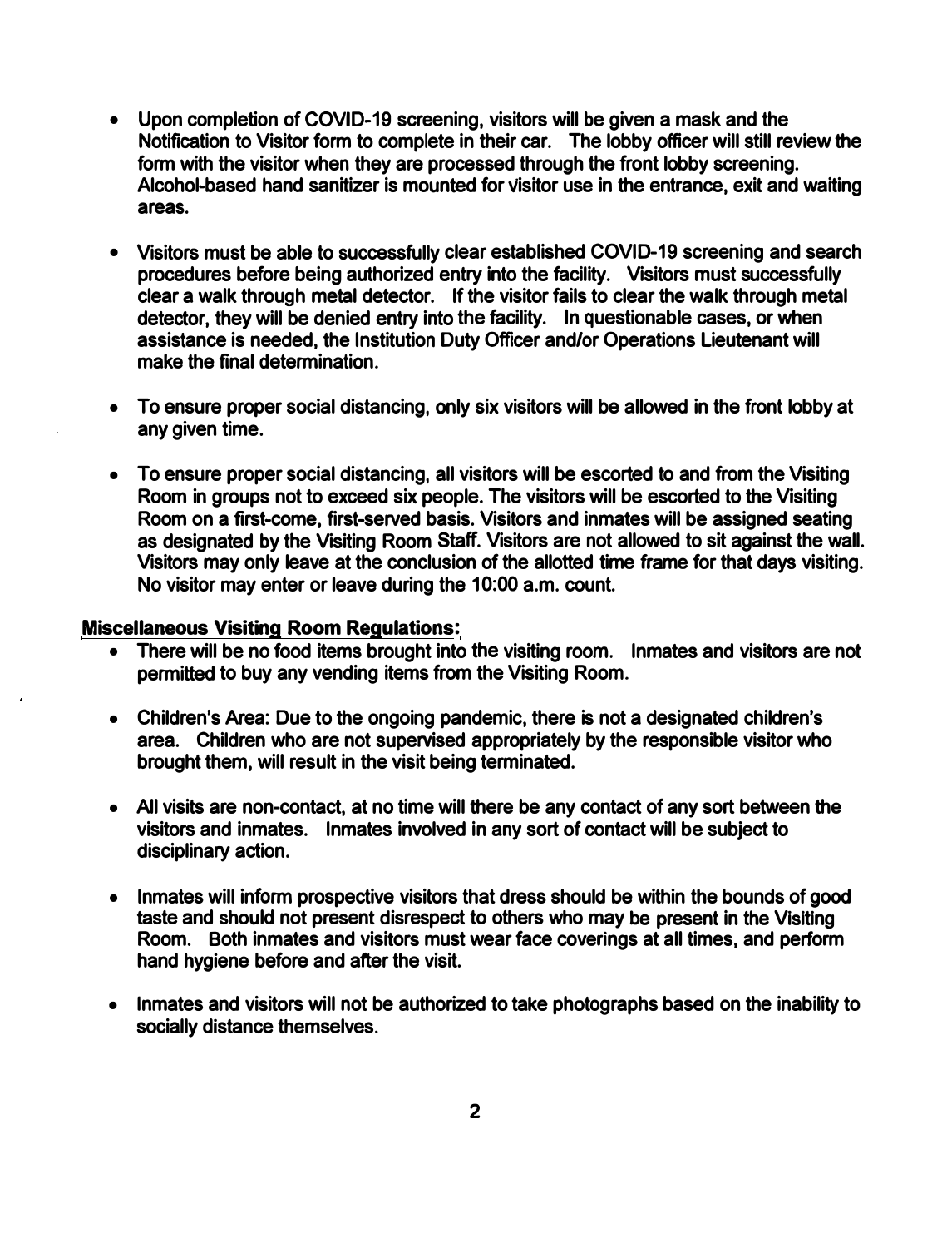- Upon completion of COVID-19 screening, visitors will be given a mask and the Notification to Visitor form to complete in their car. The lobby officer will still review the form with the visitor when they are processed through the front lobby screening. Alcohol-based hand sanitizer is mounted for visitor use in the entrance, exit and waiting areas.

- Visitors must be able to successfully clear established COVID-19 screening and search procedures before being authorized entry into the facility. Visitors must successfully clear a walk through metal detector. If the visitor fails to clear the walk through metal detector, they will be denied entry into the facility. In questionable cases, or when assistance is needed, the Institution Duty Officer and/or Operations Lieutenant will make the final determination.

- To ensure proper social distancing, only six visitors will be allowed in the front lobby at any given time.

- To ensure proper social distancing, all visitors will be escorted to and from the Visiting Room in groups not to exceed six people. The visitors will be escorted to the Visiting Room on a first-come, first-served basis. Visitors and inmates will be assigned seating as designated by the Visiting Room Staff. Visitors are not allowed to sit against the wall. Visitors may only leave at the conclusion of the allotted time frame for that days visiting. No visitor may enter or leave during the 10:00 a.m. count.

**Miscellaneous Visiting Room Regulations:**

- There will be no food items brought into the visiting room. Inmates and visitors are not permitted to buy any vending items from the Visiting Room.

- Children's Area: Due to the ongoing pandemic, there is not a designated children's area. Children who are not supervised appropriately by the responsible visitor who brought them, will result in the visit being terminated.

- All visits are non-contact, at no time will there be any contact of any sort between the visitors and inmates. Inmates involved in any sort of contact will be subject to disciplinary action.

- Inmates will inform prospective visitors that dress should be within the bounds of good taste and should not present disrespect to others who may be present in the Visiting Room. Both inmates and visitors must wear face coverings at all times, and perform hand hygiene before and after the visit.

- Inmates and visitors will not be authorized to take photographs based on the inability to socially distance themselves.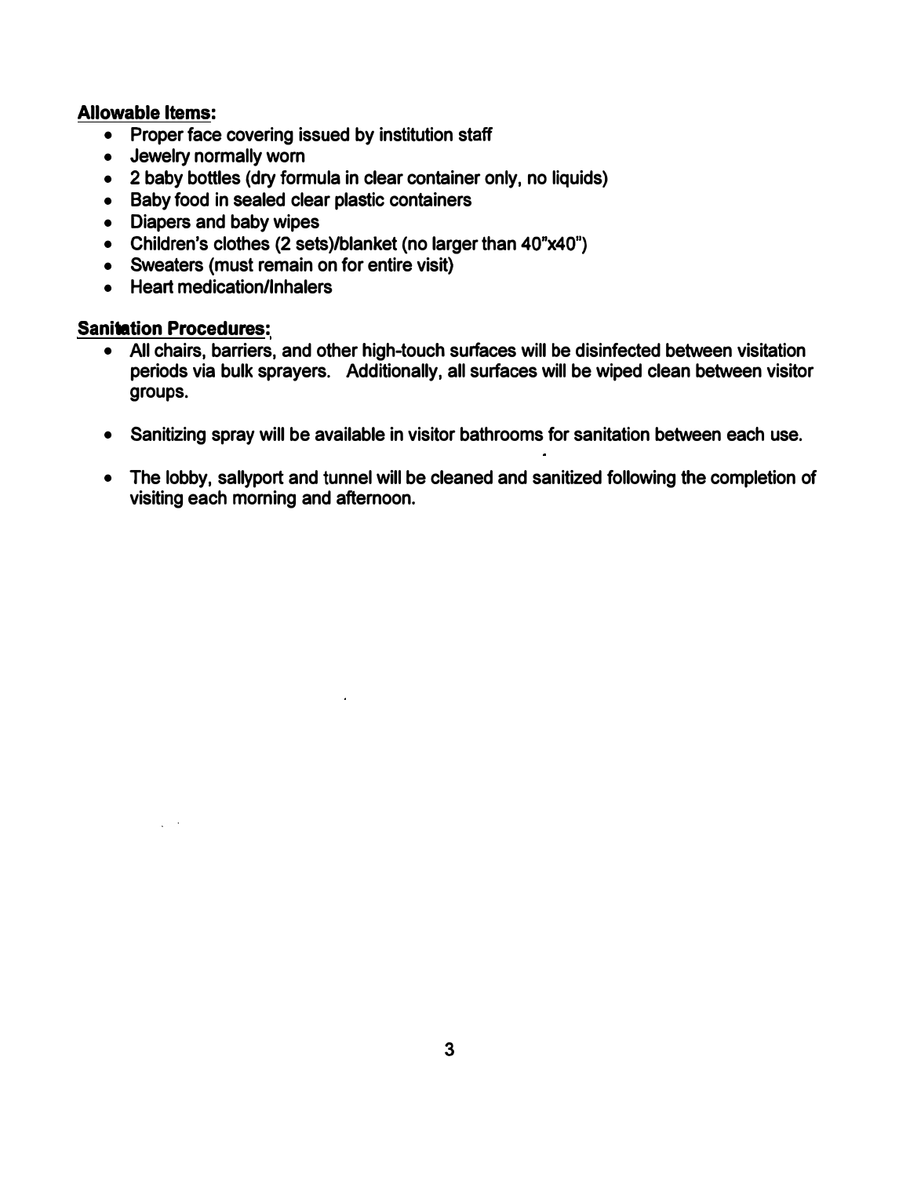**Allowable Items:**

- Proper face covering issued by institution staff
- Jewelry normally worn
- 2 baby bottles (dry formula in clear container only, no liquids)
- Baby food in sealed clear plastic containers
- Diapers and baby wipes
- Children's clothes (2 sets)/blanket (no larger than 40"x40")
- Sweaters (must remain on for entire visit)
- Heart medication/Inhalers

**Sanitation Procedures:**

- All chairs, barriers, and other high-touch surfaces will be disinfected between visitation periods via bulk sprayers. Additionally, all surfaces will be wiped clean between visitor groups.

- Sanitizing spray will be available in visitor bathrooms for sanitation between each use.

- The lobby, sallyport and tunnel will be cleaned and sanitized following the completion of visiting each morning and afternoon.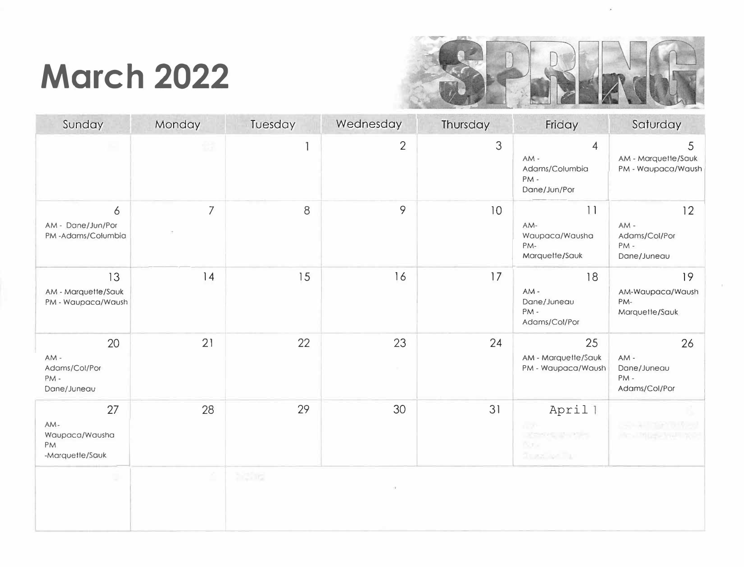# March 2022

SPRING

| Sunday | Monday | Tuesday | Wednesday | Thursday | Friday | Saturday |
|---|---|---|---|---|---|---|
| | | 1 | 2 | 3 | 4<br>AM - Adams/Columbia<br>PM - Dane/Jun/Por | 5<br>AM - Marquette/Sauk<br>PM - Waupaca/Waush |
| 6<br>AM - Dane/Jun/Por<br>PM -Adams/Columbia | 7 | 8 | 9 | 10 | 11<br>AM- Waupaca/Wausha<br>PM- Marquette/Sauk | 12<br>AM - Adams/Col/Por<br>PM - Dane/Juneau |
| 13<br>AM - Marquette/Sauk<br>PM - Waupaca/Waush | 14 | 15 | 16 | 17 | 18<br>AM - Dane/Juneau<br>PM - Adams/Col/Por | 19<br>AM-Waupaca/Waush<br>PM- Marquette/Sauk |
| 20<br>AM - Adams/Col/Por<br>PM - Dane/Juneau | 21 | 22 | 23 | 24 | 25<br>AM - Marquette/Sauk<br>PM - Waupaca/Waush | 26<br>AM - Dane/Juneau<br>PM - Adams/Col/Por |
| 27<br>AM- Waupaca/Wausha<br>PM -Marquette/Sauk | 28 | 29 | 30 | 31 | April 1 | |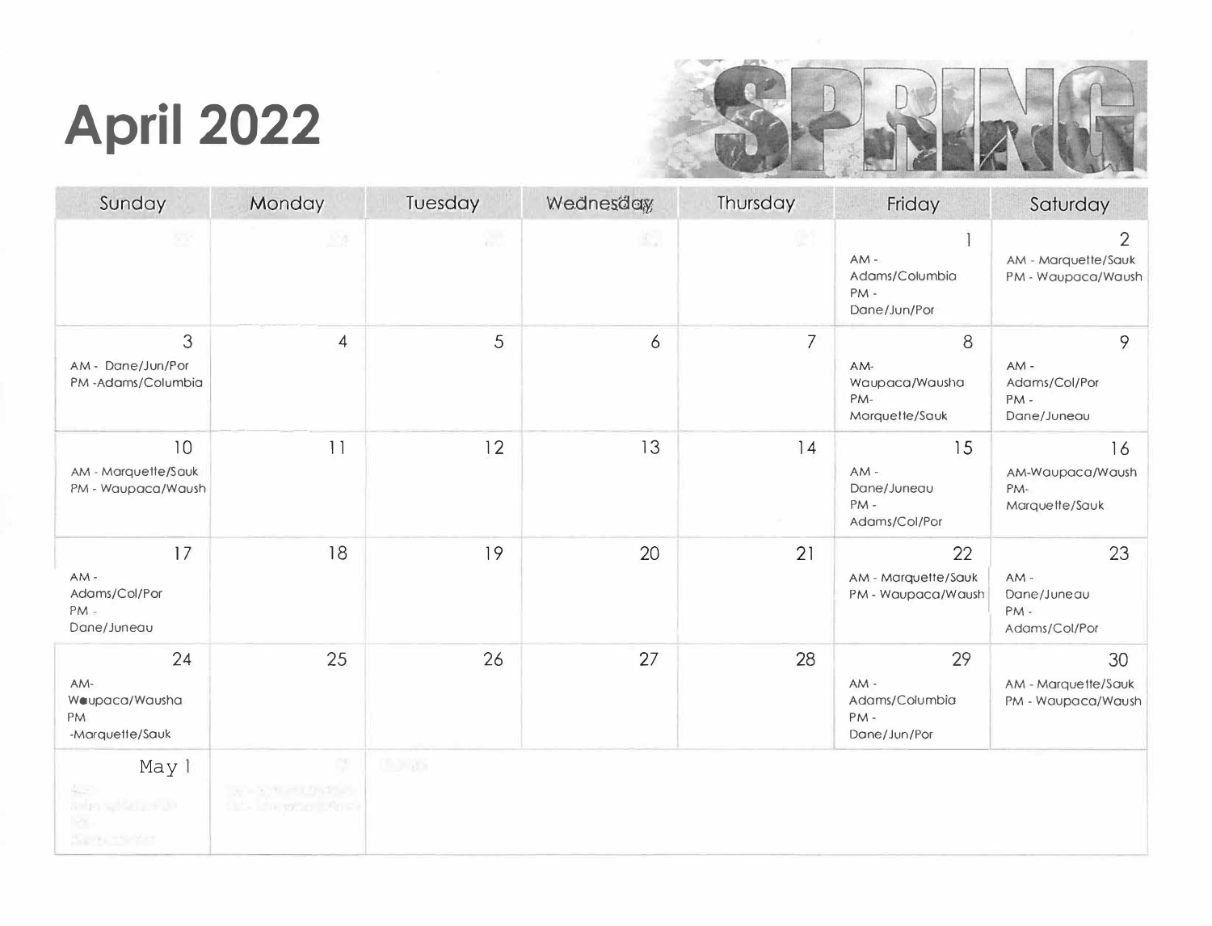# April 2022

SPRING

| Sunday | Monday | Tuesday | Wednesday | Thursday | Friday | Saturday |
|---|---|---|---|---|---|---|
| | | | | | 1<br>AM - Adams/Columbia<br>PM - Dane/Jun/Por | 2<br>AM - Marquette/Sauk<br>PM - Waupaca/Waush |
| 3<br>AM - Dane/Jun/Por<br>PM -Adams/Columbia | 4 | 5 | 6 | 7 | 8<br>AM- Waupaca/Wausha<br>PM- Marquette/Sauk | 9<br>AM - Adams/Col/Por<br>PM - Dane/Juneau |
| 10<br>AM - Marquette/Sauk<br>PM - Waupaca/Waush | 11 | 12 | 13 | 14 | 15<br>AM - Dane/Juneau<br>PM - Adams/Col/Por | 16<br>AM-Waupaca/Waush<br>PM- Marquette/Sauk |
| 17<br>AM - Adams/Col/Por<br>PM - Dane/Juneau | 18 | 19 | 20 | 21 | 22<br>AM - Marquette/Sauk<br>PM - Waupaca/Waush | 23<br>AM - Dane/Juneau<br>PM - Adams/Col/Por |
| 24<br>AM- Waupaca/Wausha<br>PM -Marquette/Sauk | 25 | 26 | 27 | 28 | 29<br>AM - Adams/Columbia<br>PM - Dane/Jun/Por | 30<br>AM - Marquette/Sauk<br>PM - Waupaca/Waush |
| May 1 | | | | | | |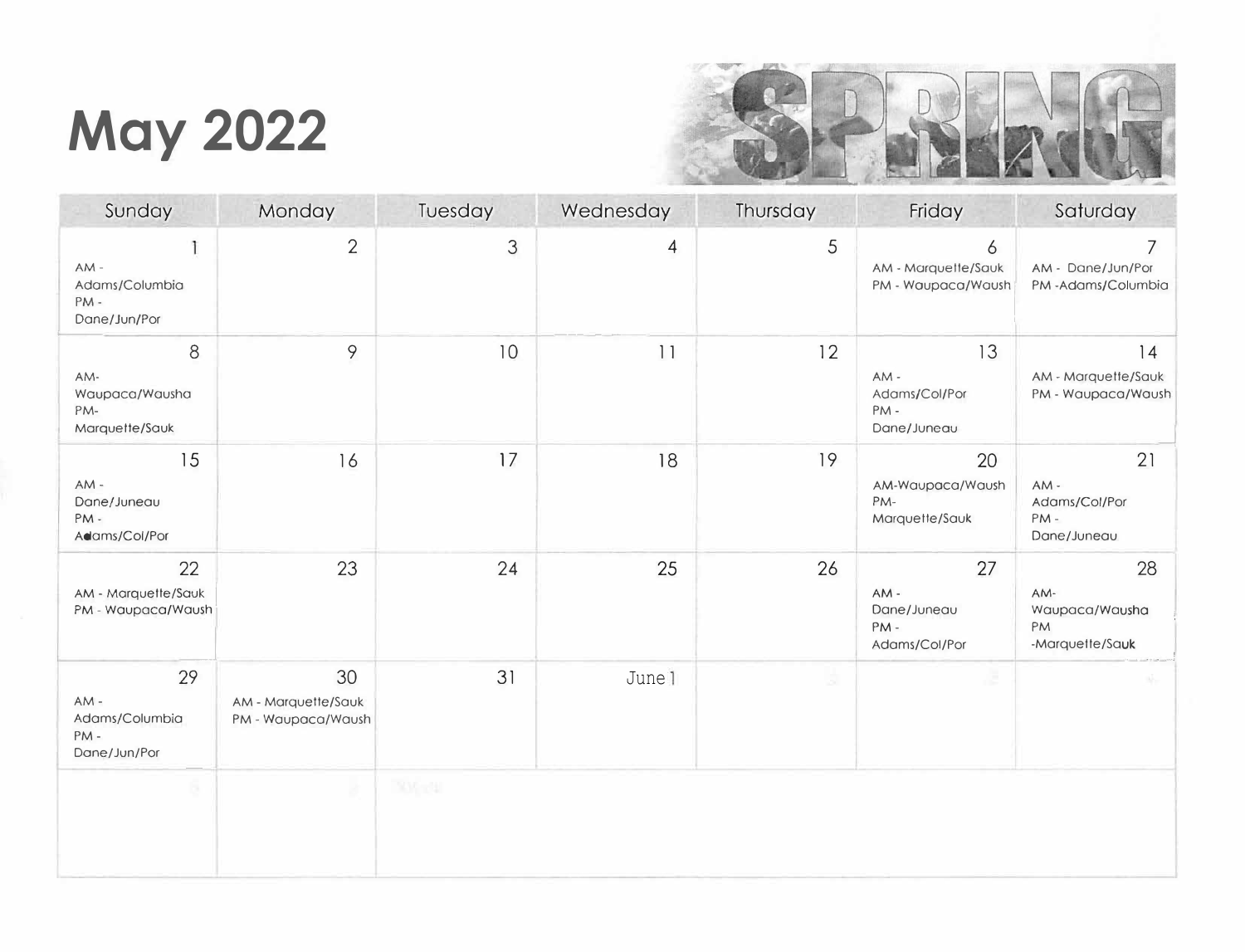# May 2022

SPRING

| Sunday | Monday | Tuesday | Wednesday | Thursday | Friday | Saturday |
|---|---|---|---|---|---|---|
| 1<br>AM - Adams/Columbia<br>PM - Dane/Jun/Por | 2 | 3 | 4 | 5 | 6<br>AM - Marquette/Sauk<br>PM - Waupaca/Waush | 7<br>AM - Dane/Jun/Por<br>PM -Adams/Columbia |
| 8<br>AM- Waupaca/Wausha<br>PM- Marquette/Sauk | 9 | 10 | 11 | 12 | 13<br>AM - Adams/Col/Por<br>PM - Dane/Juneau | 14<br>AM - Marquette/Sauk<br>PM - Waupaca/Waush |
| 15<br>AM - Dane/Juneau<br>PM - Adams/Col/Por | 16 | 17 | 18 | 19 | 20<br>AM-Waupaca/Waush<br>PM- Marquette/Sauk | 21<br>AM - Adams/Col/Por<br>PM - Dane/Juneau |
| 22<br>AM - Marquette/Sauk<br>PM - Waupaca/Waush | 23 | 24 | 25 | 26 | 27<br>AM - Dane/Juneau<br>PM - Adams/Col/Por | 28<br>AM- Waupaca/Wausha<br>PM -Marquette/Sauk |
| 29<br>AM - Adams/Columbia<br>PM - Dane/Jun/Por | 30<br>AM - Marquette/Sauk<br>PM - Waupaca/Waush | 31 | June 1 | | | |